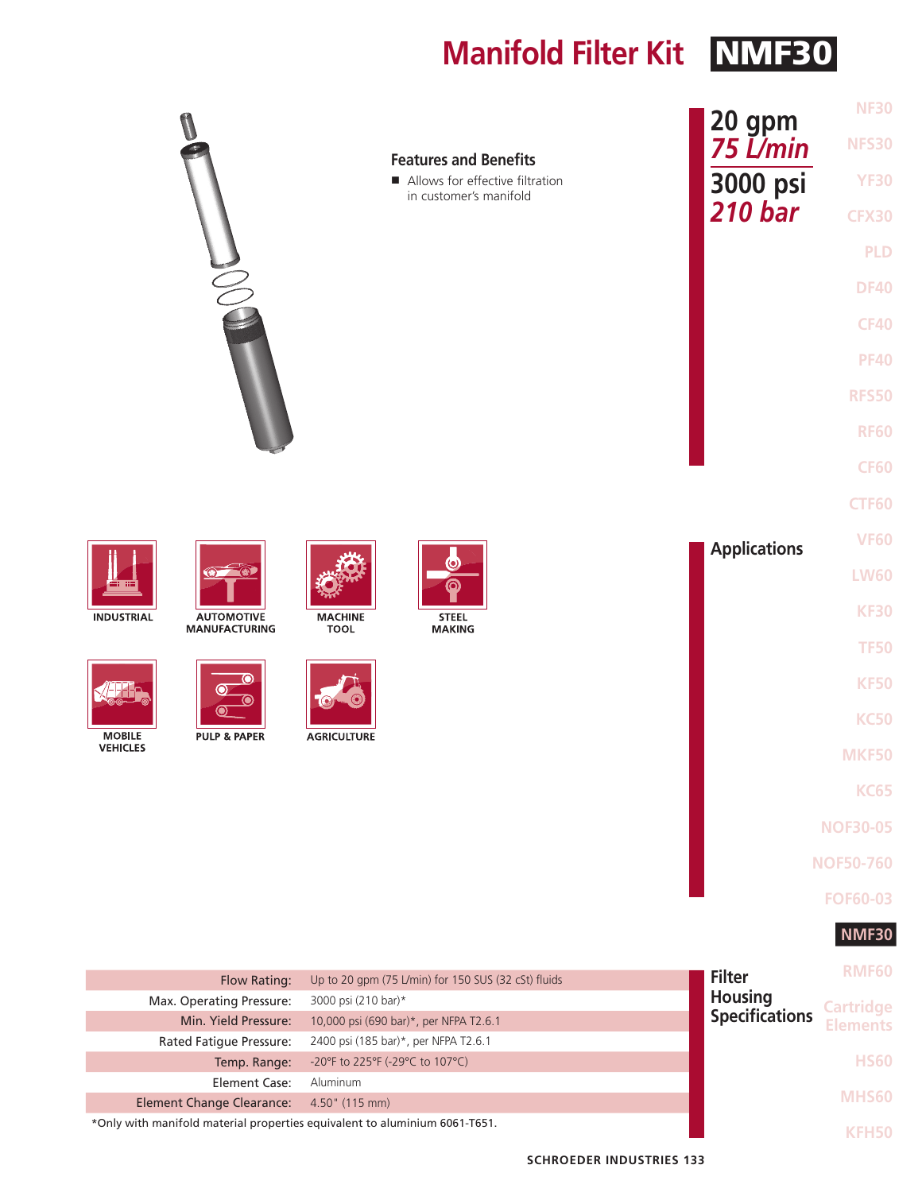# Manifold Filter Kit NMF30

**20 gpm**
*75 L/min*

**3000 psi**
*210 bar*

## Features and Benefits

- Allows for effective filtration in customer's manifold

## Applications

INDUSTRIAL, AUTOMOTIVE MANUFACTURING, MACHINE TOOL, STEEL MAKING, MOBILE VEHICLES, PULP & PAPER, AGRICULTURE

## Filter Housing Specifications

| | |
|---|---|
| Flow Rating: | Up to 20 gpm (75 L/min) for 150 SUS (32 cSt) fluids |
| Max. Operating Pressure: | 3000 psi (210 bar)* |
| Min. Yield Pressure: | 10,000 psi (690 bar)*, per NFPA T2.6.1 |
| Rated Fatigue Pressure: | 2400 psi (185 bar)*, per NFPA T2.6.1 |
| Temp. Range: | -20°F to 225°F (-29°C to 107°C) |
| Element Case: | Aluminum |
| Element Change Clearance: | 4.50" (115 mm) |

*Only with manifold material properties equivalent to aluminium 6061-T651.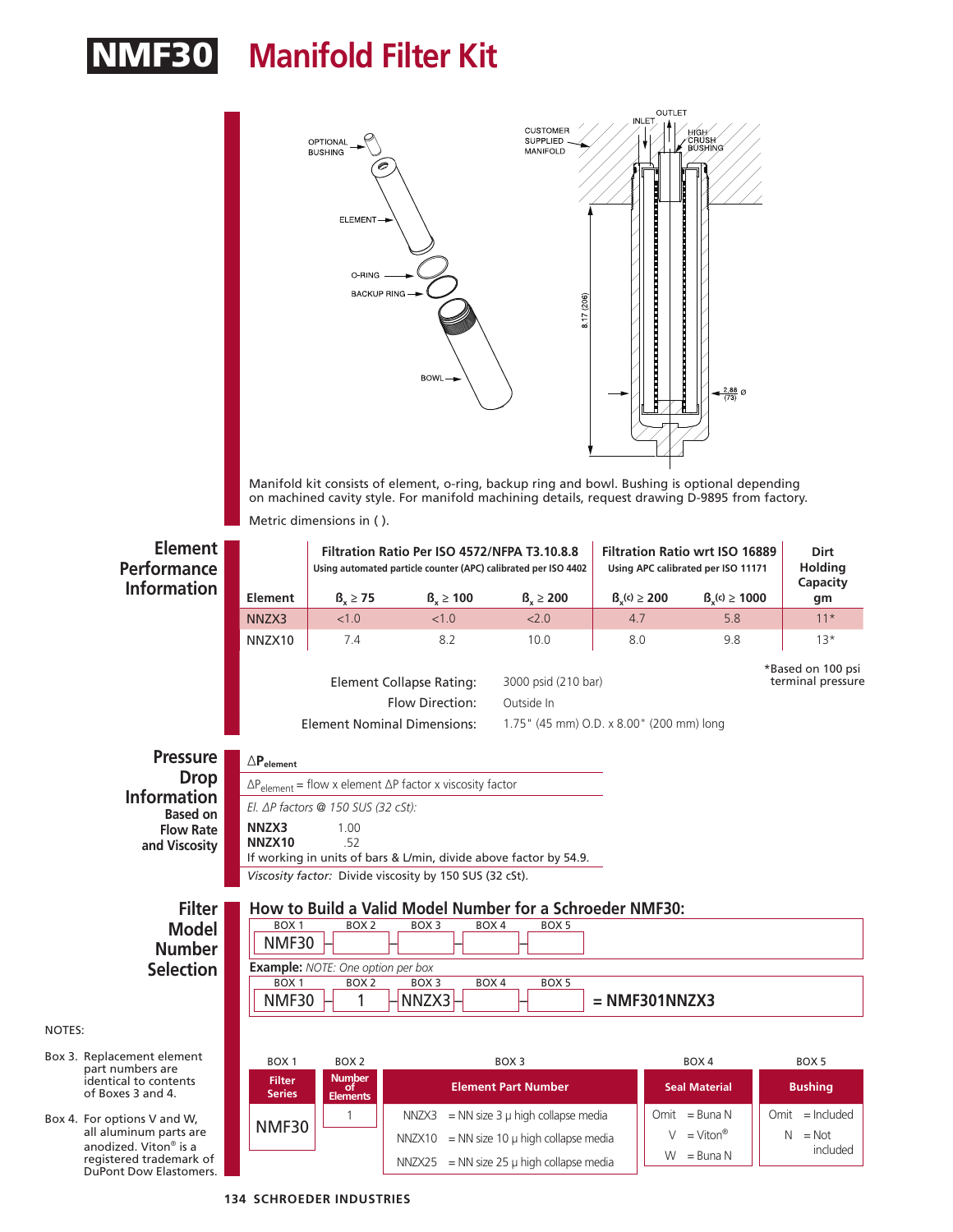# NMF30 Manifold Filter Kit

OPTIONAL BUSHING
ELEMENT
O-RING
BACKUP RING
BOWL
CUSTOMER SUPPLIED MANIFOLD
INLET
OUTLET
HIGH CRUSH BUSHING
8.17 (206)
2.88 (73) Ø

Manifold kit consists of element, o-ring, backup ring and bowl. Bushing is optional depending on machined cavity style. For manifold machining details, request drawing D-9895 from factory.

Metric dimensions in ( ).

## Element Performance Information

| | Filtration Ratio Per ISO 4572/NFPA T3.10.8.8 Using automated particle counter (APC) calibrated per ISO 4402 | | | Filtration Ratio wrt ISO 16889 Using APC calibrated per ISO 11171 | | Dirt Holding Capacity |
|---|---|---|---|---|---|---|
| Element | $ß_x \geq 75$ | $ß_x \geq 100$ | $ß_x \geq 200$ | $ß_x(c) \geq 200$ | $ß_x(c) \geq 1000$ | gm |
| NNZX3 | <1.0 | <1.0 | <2.0 | 4.7 | 5.8 | 11* |
| NNZX10 | 7.4 | 8.2 | 10.0 | 8.0 | 9.8 | 13* |

*Based on 100 psi terminal pressure

Element Collapse Rating: 3000 psid (210 bar)

Flow Direction: Outside In

Element Nominal Dimensions: 1.75" (45 mm) O.D. x 8.00" (200 mm) long

## Pressure Drop Information Based on Flow Rate and Viscosity

$\Delta P_{element}$

$\Delta P_{element}$ = flow x element $\Delta P$ factor x viscosity factor

*El. ΔP factors @ 150 SUS (32 cSt):*

**NNZX3** 1.00
**NNZX10** .52

If working in units of bars & L/min, divide above factor by 54.9.

*Viscosity factor:* Divide viscosity by 150 SUS (32 cSt).

## Filter Model Number Selection

### How to Build a Valid Model Number for a Schroeder NMF30:

| BOX 1 | BOX 2 | BOX 3 | BOX 4 | BOX 5 |
|---|---|---|---|---|
| NMF30 | | | | |

**Example:** *NOTE: One option per box*

| BOX 1 | BOX 2 | BOX 3 | BOX 4 | BOX 5 | |
|---|---|---|---|---|---|
| NMF30 | 1 | NNZX3 | | | = NMF301NNZX3 |

| BOX 1 | BOX 2 | BOX 3 | BOX 4 | BOX 5 |
|---|---|---|---|---|
| Filter Series | Number of Elements | Element Part Number | Seal Material | Bushing |
| NMF30 | 1 | NNZX3 = NN size 3 μ high collapse media<br>NNZX10 = NN size 10 μ high collapse media<br>NNZX25 = NN size 25 μ high collapse media | Omit = Buna N<br>V = Viton®<br>W = Buna N | Omit = Included<br>N = Not included |

NOTES:

Box 3. Replacement element part numbers are identical to contents of Boxes 3 and 4.

Box 4. For options V and W, all aluminum parts are anodized. Viton® is a registered trademark of DuPont Dow Elastomers.